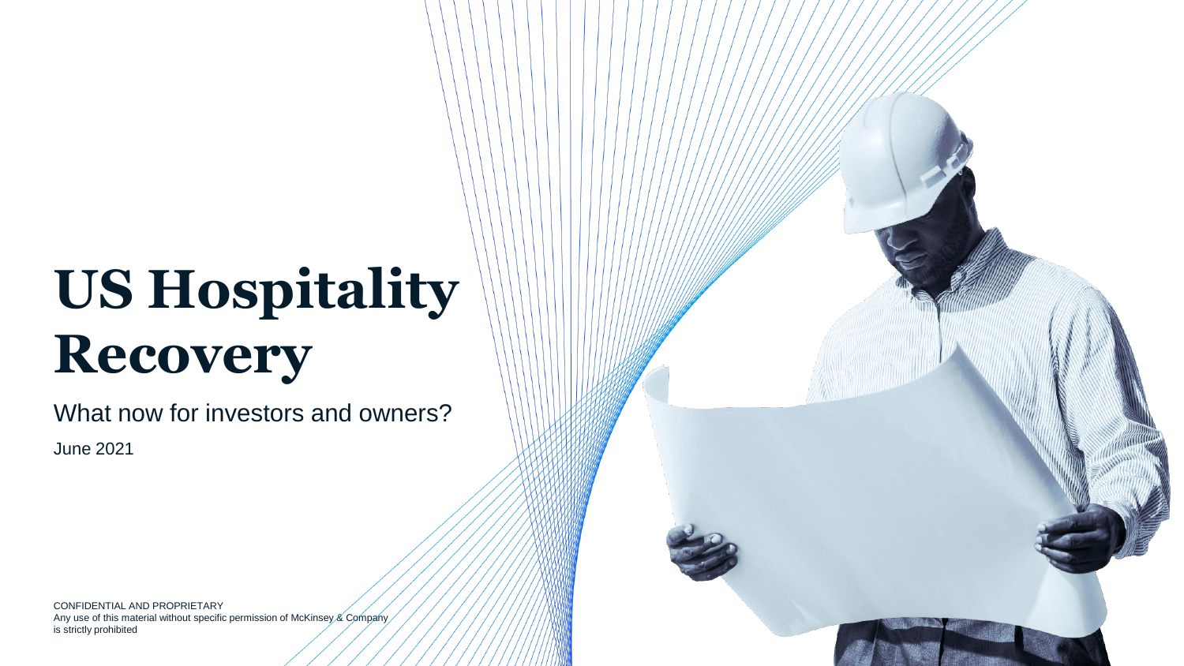# US Hospitality Recovery

What now for investors and owners?

June 2021

CONFIDENTIAL AND PROPRIETARY
Any use of this material without specific permission of McKinsey & Company is strictly prohibited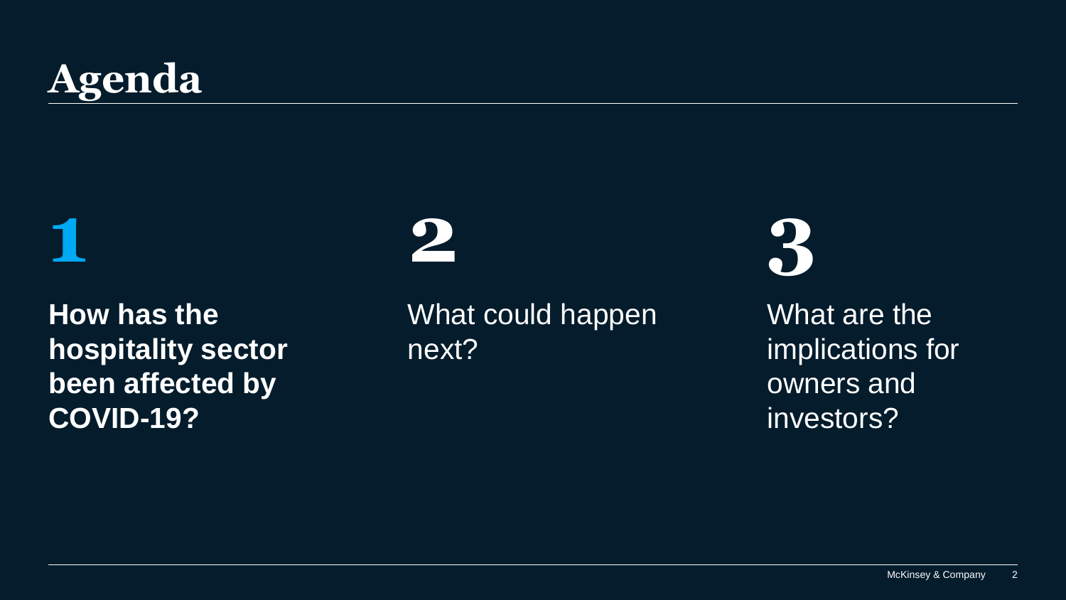# Agenda

**1**

**How has the hospitality sector been affected by COVID-19?**

**2**

What could happen next?

**3**

What are the implications for owners and investors?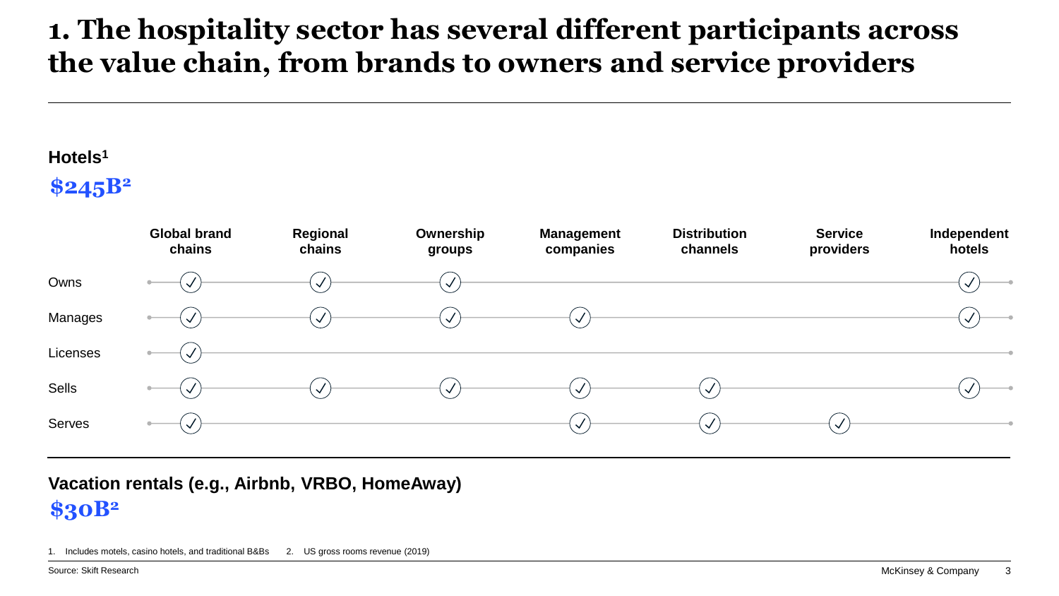# 1. The hospitality sector has several different participants across the value chain, from brands to owners and service providers

**Hotels[1]**

**$245B[2]**

| | Global brand chains | Regional chains | Ownership groups | Management companies | Distribution channels | Service providers | Independent hotels |
|---|---|---|---|---|---|---|---|
| Owns | ✓ | ✓ | ✓ | | | | ✓ |
| Manages | ✓ | ✓ | ✓ | ✓ | | | ✓ |
| Licenses | ✓ | | | | | | |
| Sells | ✓ | ✓ | ✓ | ✓ | ✓ | | ✓ |
| Serves | ✓ | | | ✓ | ✓ | ✓ | |

**Vacation rentals (e.g., Airbnb, VRBO, HomeAway)**

**$30B[2]**

1. Includes motels, casino hotels, and traditional B&Bs
2. US gross rooms revenue (2019)

Source: Skift Research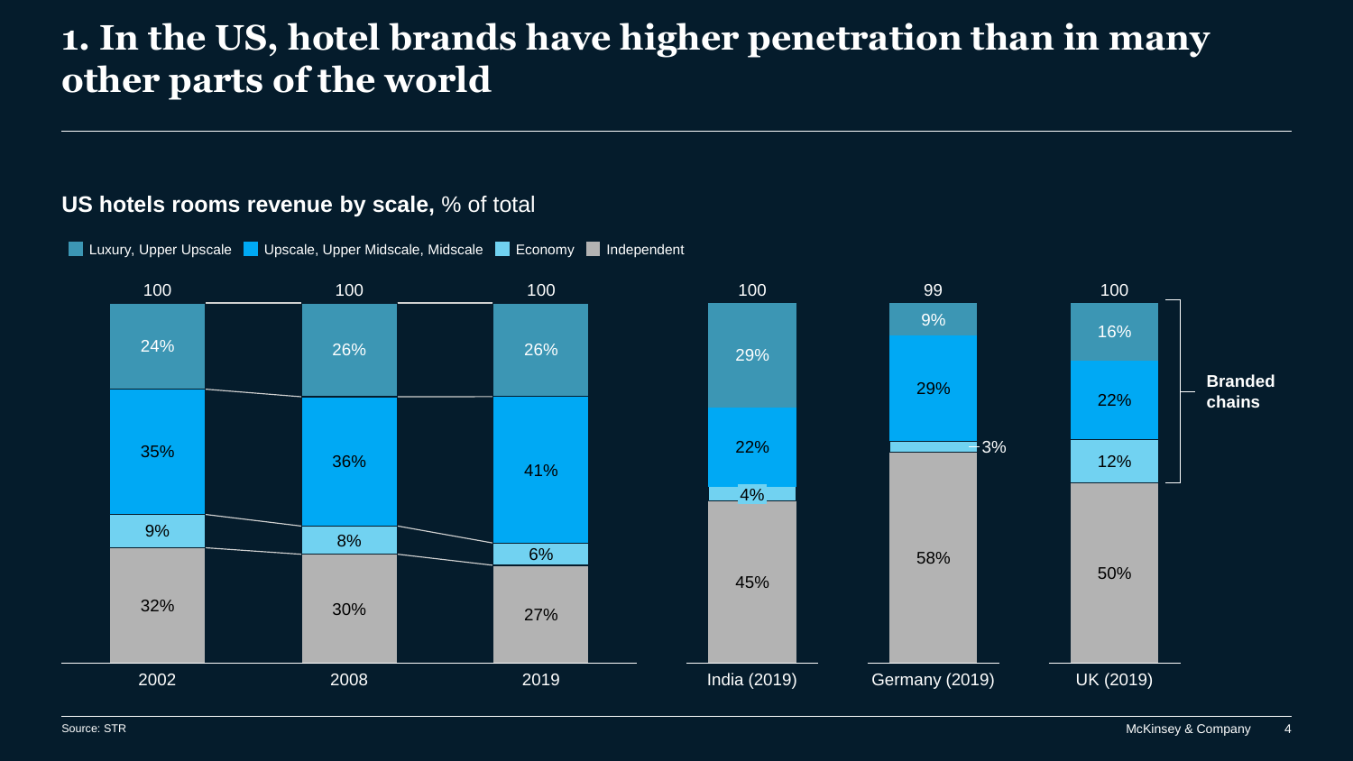# 1. In the US, hotel brands have higher penetration than in many other parts of the world

**US hotels rooms revenue by scale,** % of total

| | 2002 | 2008 | 2019 | India (2019) | Germany (2019) | UK (2019) |
|---|---|---|---|---|---|---|
| Luxury, Upper Upscale | 24% | 26% | 26% | 29% | 9% | 16% |
| Upscale, Upper Midscale, Midscale | 35% | 36% | 41% | 22% | 29% | 22% |
| Economy | 9% | 8% | 6% | 4% | 3% | 12% |
| Independent | 32% | 30% | 27% | 45% | 58% | 50% |
| Total | 100 | 100 | 100 | 100 | 99 | 100 |

Branded chains: Luxury, Upper Upscale; Upscale, Upper Midscale, Midscale; Economy

Source: STR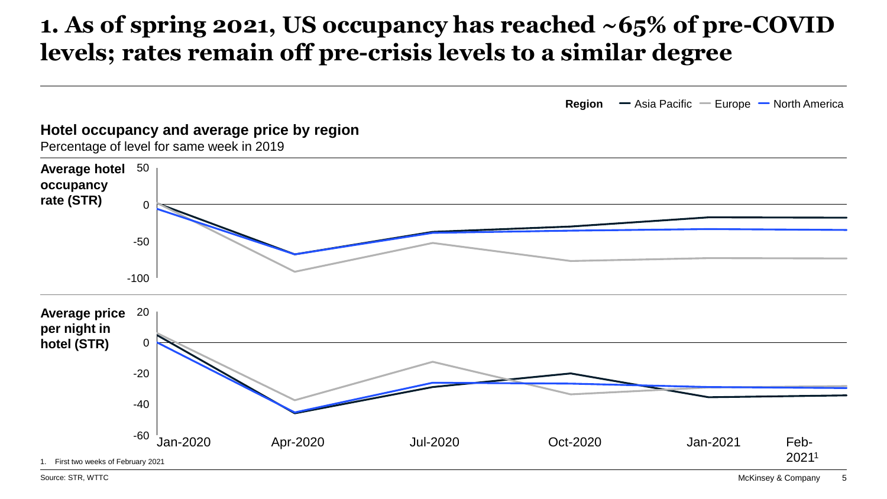# 1. As of spring 2021, US occupancy has reached ~65% of pre-COVID levels; rates remain off pre-crisis levels to a similar degree

Region — Asia Pacific — Europe — North America

**Hotel occupancy and average price by region**

Percentage of level for same week in 2019

**Average hotel occupancy rate (STR)**

50

0

-50

-100

**Average price per night in hotel (STR)**

20

0

-20

-40

-60

Jan-2020 Apr-2020 Jul-2020 Oct-2020 Jan-2021 Feb-2021[1]

1. First two weeks of February 2021

Source: STR, WTTC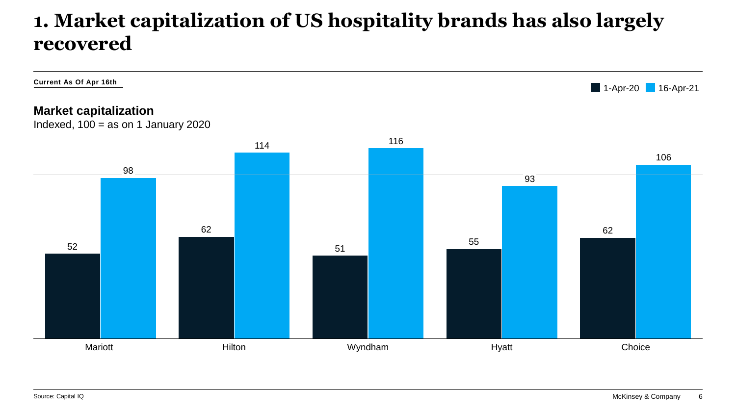# 1. Market capitalization of US hospitality brands has also largely recovered

**Current As Of Apr 16th**

## Market capitalization

Indexed, 100 = as on 1 January 2020

| Brand | 1-Apr-20 | 16-Apr-21 |
|---|---|---|
| Mariott | 52 | 98 |
| Hilton | 62 | 114 |
| Wyndham | 51 | 116 |
| Hyatt | 55 | 93 |
| Choice | 62 | 106 |

Source: Capital IQ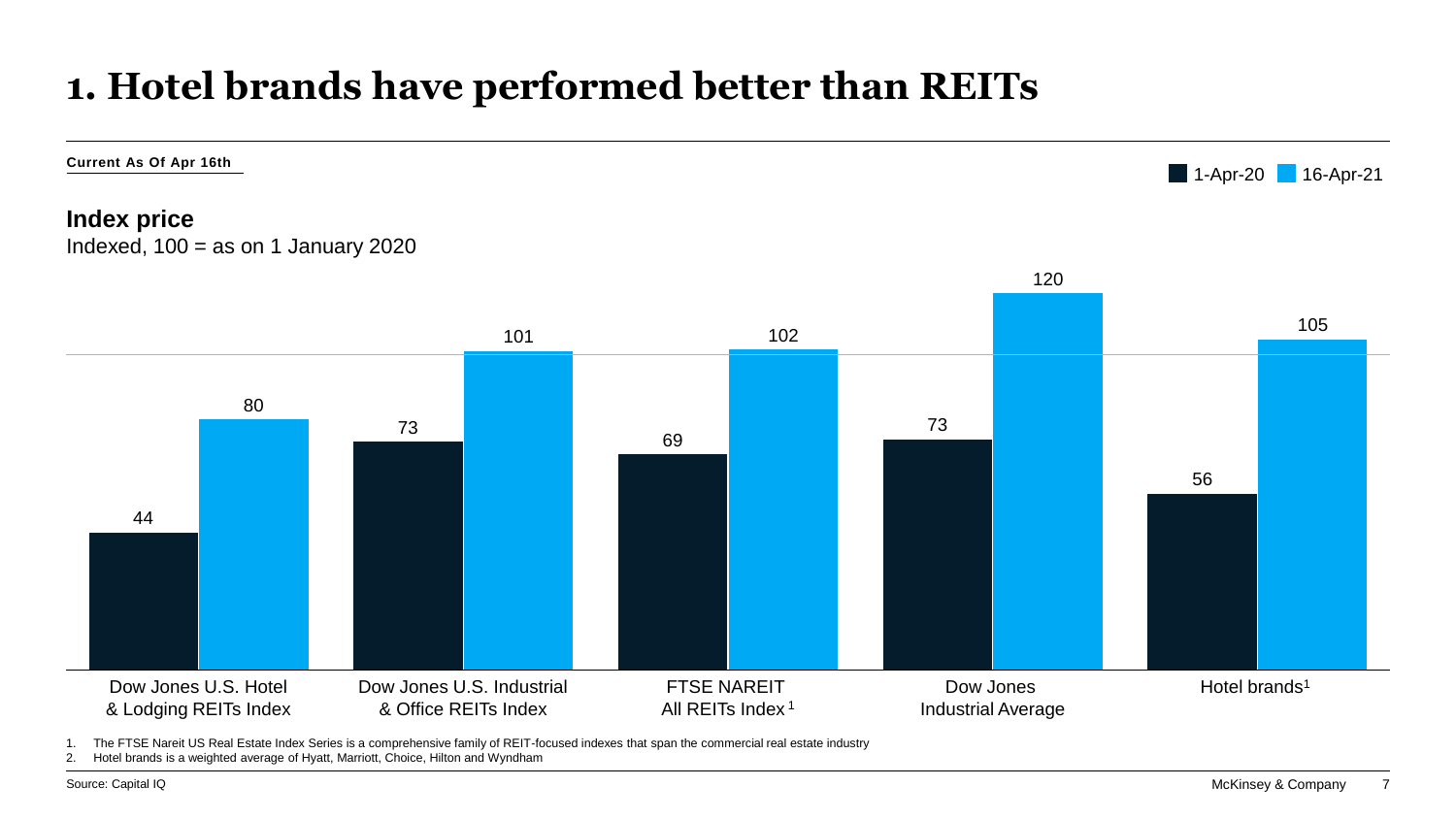# 1. Hotel brands have performed better than REITs

**Current As Of Apr 16th**

**Index price**

Indexed, 100 = as on 1 January 2020

| | 1-Apr-20 | 16-Apr-21 |
|---|---|---|
| Dow Jones U.S. Hotel & Lodging REITs Index | 44 | 80 |
| Dow Jones U.S. Industrial & Office REITs Index | 73 | 101 |
| FTSE NAREIT All REITs Index[1] | 69 | 102 |
| Dow Jones Industrial Average | 73 | 120 |
| Hotel brands[1] | 56 | 105 |

1. The FTSE Nareit US Real Estate Index Series is a comprehensive family of REIT-focused indexes that span the commercial real estate industry
2. Hotel brands is a weighted average of Hyatt, Marriott, Choice, Hilton and Wyndham

Source: Capital IQ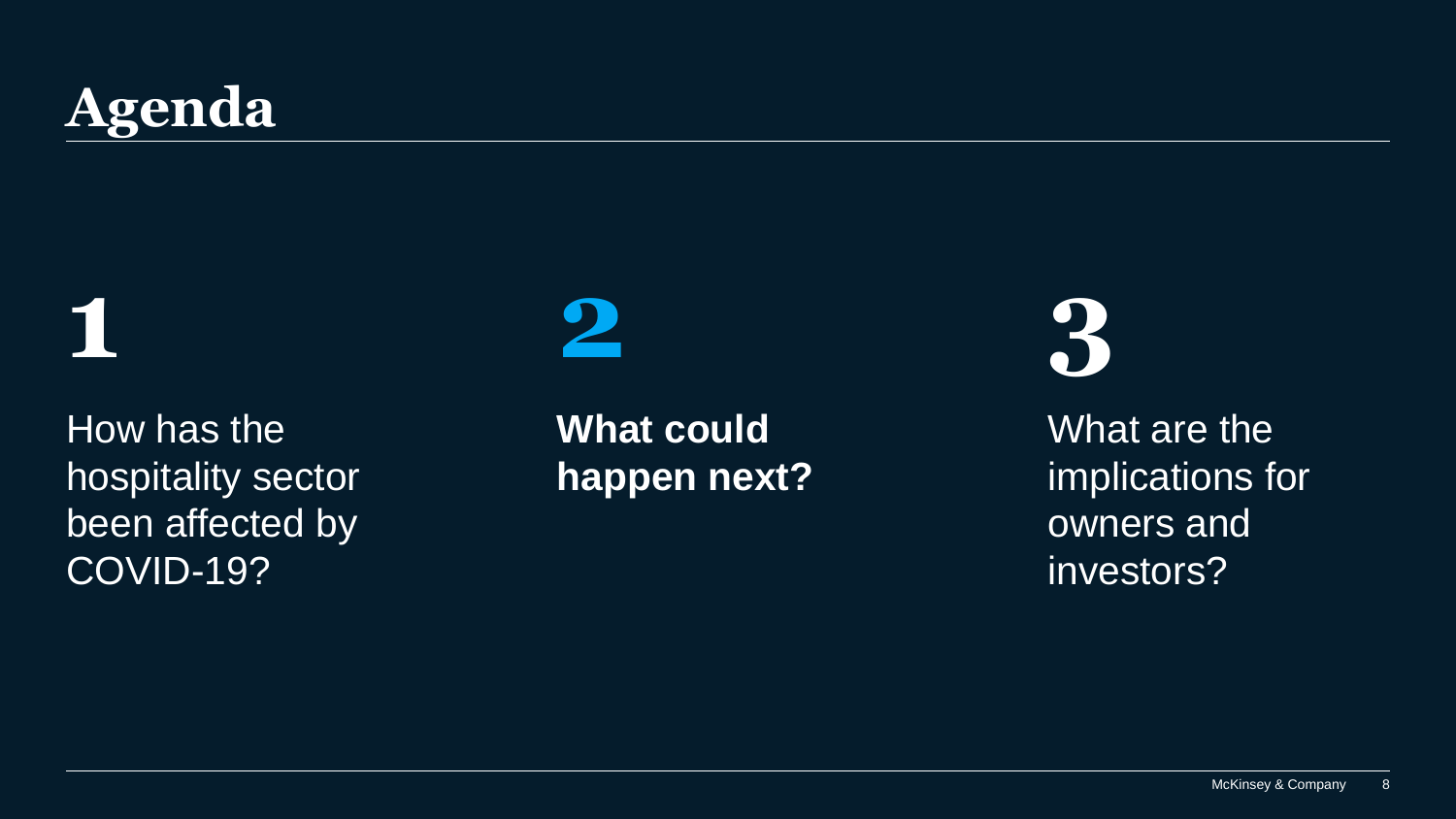# Agenda

**1**

How has the hospitality sector been affected by COVID-19?

**2**

**What could happen next?**

**3**

What are the implications for owners and investors?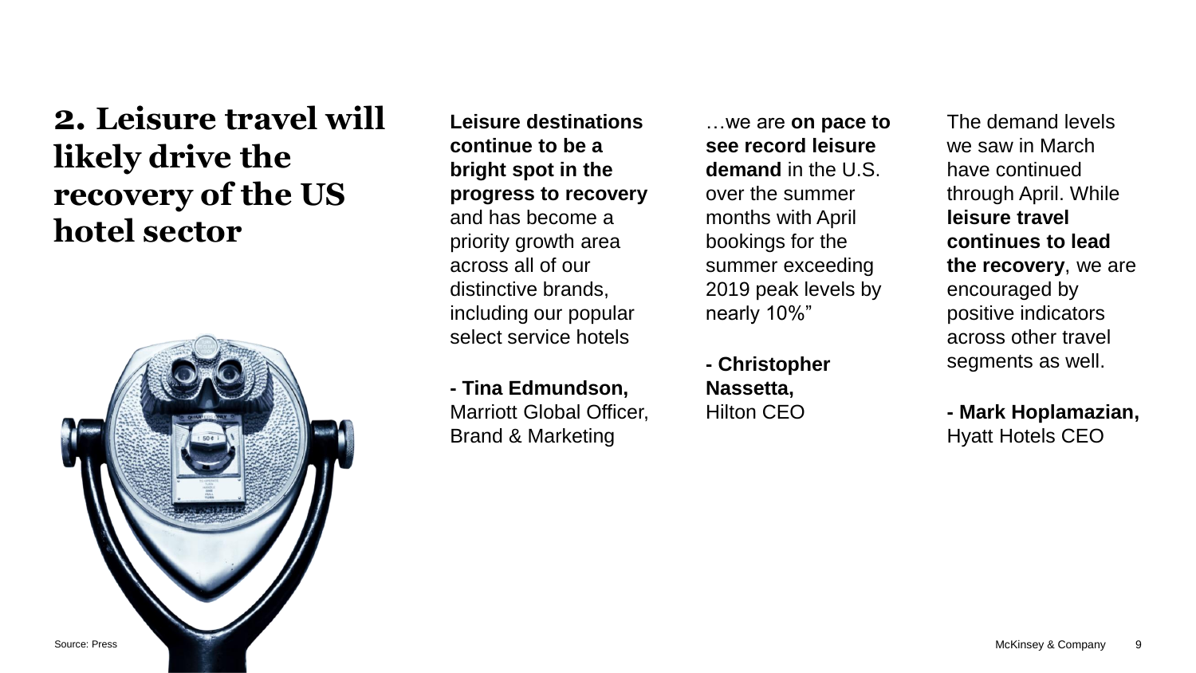# 2. Leisure travel will likely drive the recovery of the US hotel sector

**Leisure destinations continue to be a bright spot in the progress to recovery** and has become a priority growth area across all of our distinctive brands, including our popular select service hotels

**- Tina Edmundson,** Marriott Global Officer, Brand & Marketing

…we are **on pace to see record leisure demand** in the U.S. over the summer months with April bookings for the summer exceeding 2019 peak levels by nearly 10%"

**- Christopher Nassetta,** Hilton CEO

The demand levels we saw in March have continued through April. While **leisure travel continues to lead the recovery**, we are encouraged by positive indicators across other travel segments as well.

**- Mark Hoplamazian,** Hyatt Hotels CEO

Source: Press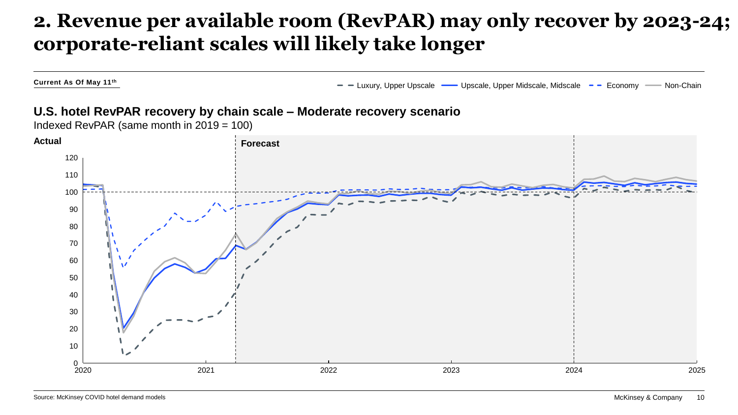# 2. Revenue per available room (RevPAR) may only recover by 2023-24; corporate-reliant scales will likely take longer

**Current As Of May 11th**

Luxury, Upper Upscale | Upscale, Upper Midscale, Midscale | Economy | Non-Chain

**U.S. hotel RevPAR recovery by chain scale – Moderate recovery scenario**

Indexed RevPAR (same month in 2019 = 100)

**Actual** | **Forecast**

Source: McKinsey COVID hotel demand models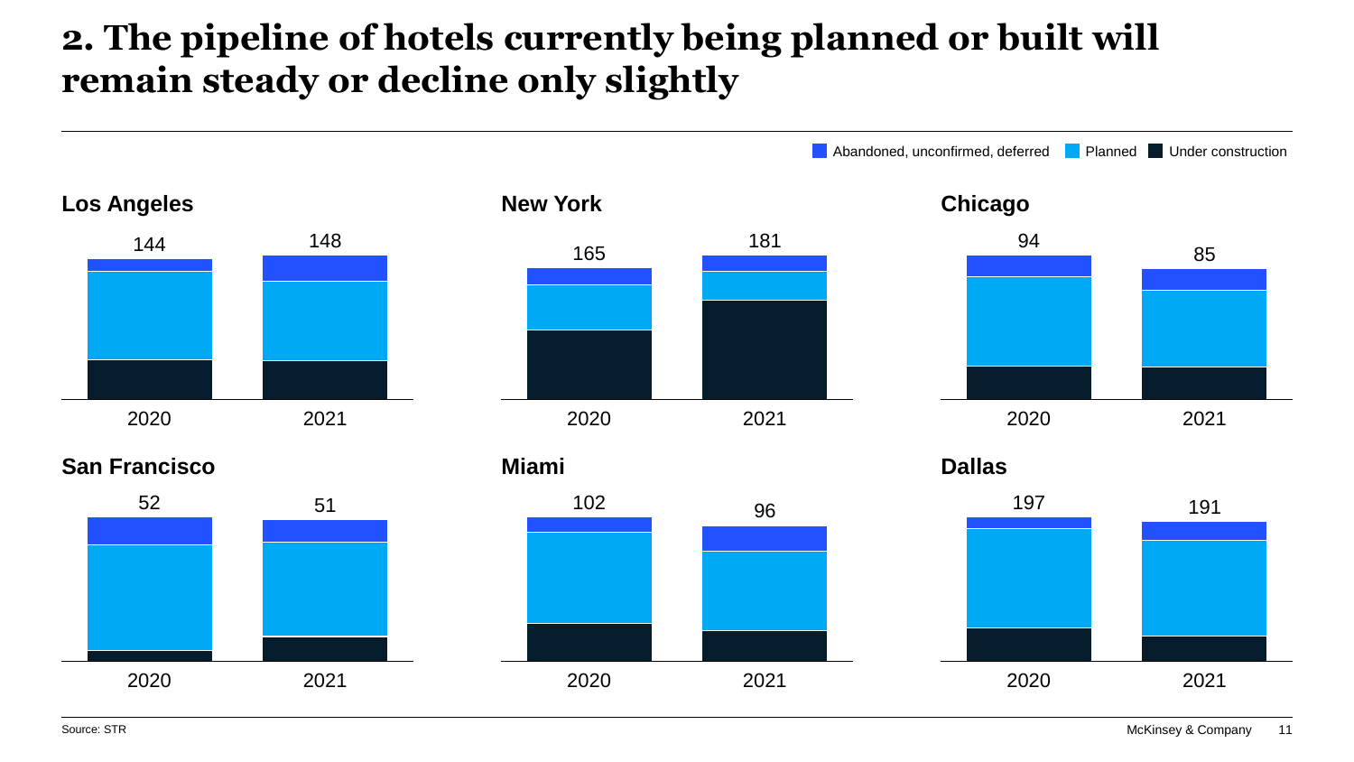# 2. The pipeline of hotels currently being planned or built will remain steady or decline only slightly

Abandoned, unconfirmed, deferred | Planned | Under construction

**Los Angeles**

| 2020 | 2021 |
|---|---|
| 144 | 148 |

**New York**

| 2020 | 2021 |
|---|---|
| 165 | 181 |

**Chicago**

| 2020 | 2021 |
|---|---|
| 94 | 85 |

**San Francisco**

| 2020 | 2021 |
|---|---|
| 52 | 51 |

**Miami**

| 2020 | 2021 |
|---|---|
| 102 | 96 |

**Dallas**

| 2020 | 2021 |
|---|---|
| 197 | 191 |

Source: STR

McKinsey & Company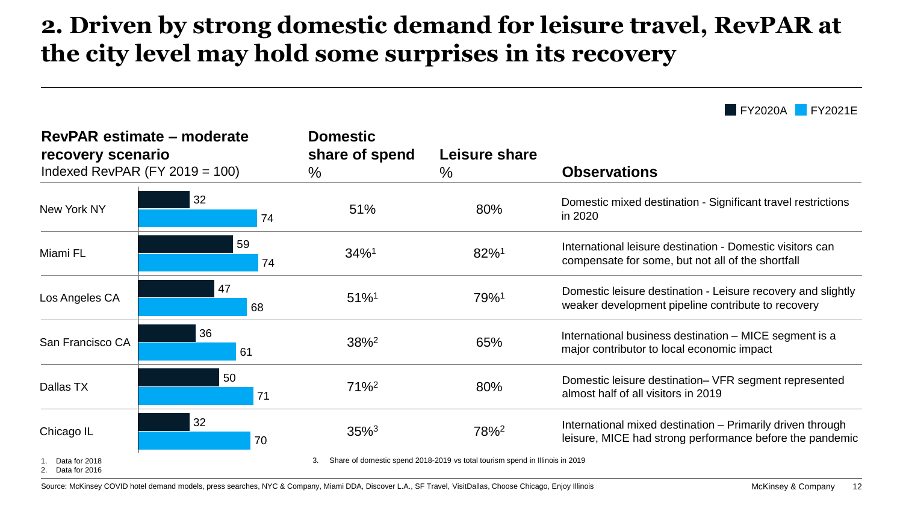# 2. Driven by strong domestic demand for leisure travel, RevPAR at the city level may hold some surprises in its recovery

FY2020A | FY2021E

| City | RevPAR estimate – moderate recovery scenario, Indexed RevPAR (FY 2019 = 100) FY2020A | RevPAR estimate – moderate recovery scenario, Indexed RevPAR (FY 2019 = 100) FY2021E | Domestic share of spend % | Leisure share % | Observations |
|---|---|---|---|---|---|
| New York NY | 32 | 74 | 51% | 80% | Domestic mixed destination - Significant travel restrictions in 2020 |
| Miami FL | 59 | 74 | 34%[1] | 82%[1] | International leisure destination - Domestic visitors can compensate for some, but not all of the shortfall |
| Los Angeles CA | 47 | 68 | 51%[1] | 79%[1] | Domestic leisure destination - Leisure recovery and slightly weaker development pipeline contribute to recovery |
| San Francisco CA | 36 | 61 | 38%[2] | 65% | International business destination – MICE segment is a major contributor to local economic impact |
| Dallas TX | 50 | 71 | 71%[2] | 80% | Domestic leisure destination– VFR segment represented almost half of all visitors in 2019 |
| Chicago IL | 32 | 70 | 35%[3] | 78%[2] | International mixed destination – Primarily driven through leisure, MICE had strong performance before the pandemic |

1. Data for 2018
2. Data for 2016
3. Share of domestic spend 2018-2019 vs total tourism spend in Illinois in 2019

Source: McKinsey COVID hotel demand models, press searches, NYC & Company, Miami DDA, Discover L.A., SF Travel, VisitDallas, Choose Chicago, Enjoy Illinois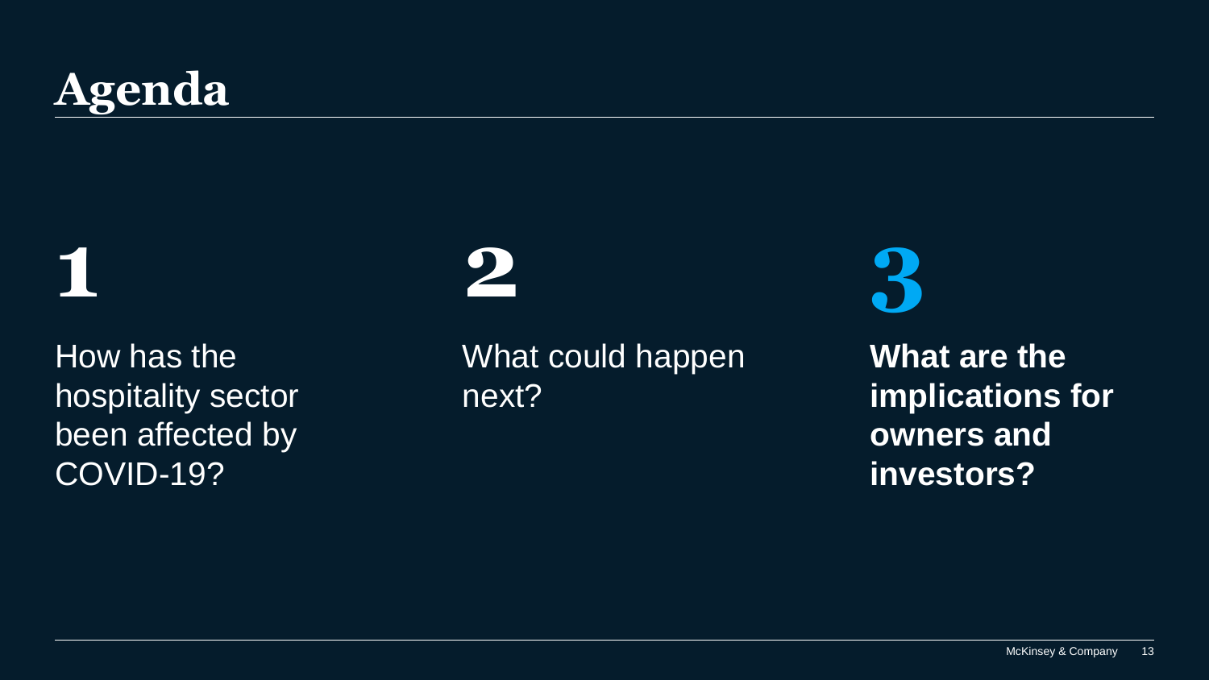# Agenda

**1**

How has the hospitality sector been affected by COVID-19?

**2**

What could happen next?

**3**

**What are the implications for owners and investors?**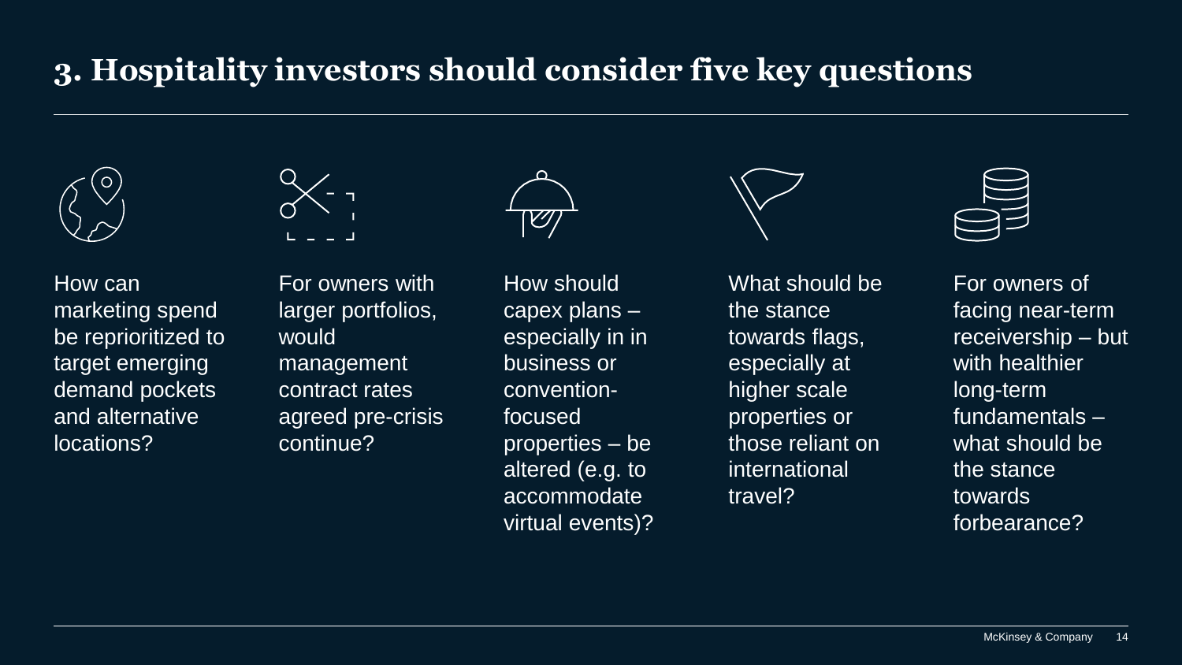## 3. Hospitality investors should consider five key questions

- How can marketing spend be reprioritized to target emerging demand pockets and alternative locations?
- For owners with larger portfolios, would management contract rates agreed pre-crisis continue?
- How should capex plans – especially in in business or convention-focused properties – be altered (e.g. to accommodate virtual events)?
- What should be the stance towards flags, especially at higher scale properties or those reliant on international travel?
- For owners of facing near-term receivership – but with healthier long-term fundamentals – what should be the stance towards forbearance?